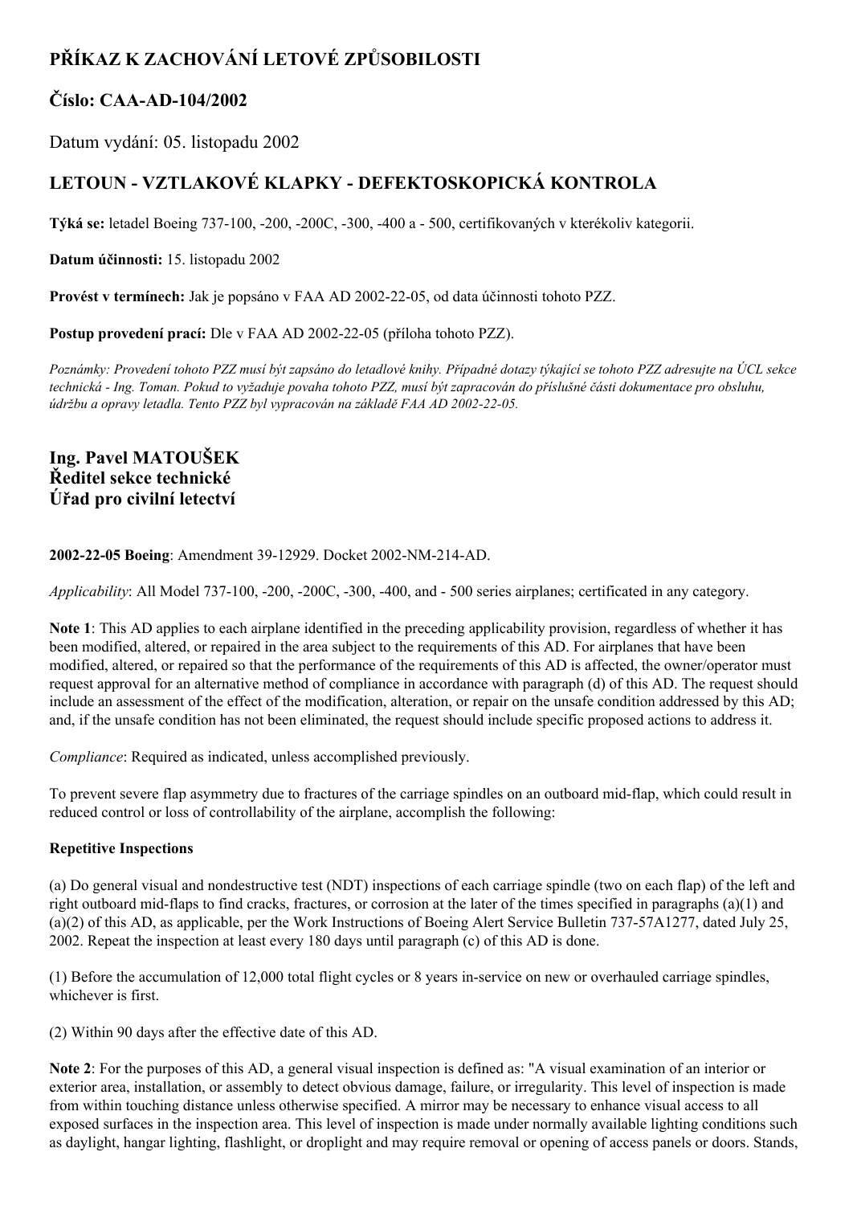# PŘÍKAZ K ZACHOVÁNÍ LETOVÉ ZPŮSOBILOSTI

## Číslo: CAA-AD-104/2002

Datum vydání: 05. listopadu 2002

## LETOUN - VZTLAKOVÉ KLAPKY - DEFEKTOSKOPICKÁ KONTROLA

**Týká se:** letadel Boeing 737-100, -200, -200C, -300, -400 a - 500, certifikovaných v kterékoliv kategorii.

**Datum účinnosti:** 15. listopadu 2002

**Provést v termínech:** Jak je popsáno v FAA AD 2002-22-05, od data účinnosti tohoto PZZ.

**Postup provedení prací:** Dle v FAA AD 2002-22-05 (příloha tohoto PZZ).

*Poznámky: Provedení tohoto PZZ musí být zapsáno do letadlové knihy. Případné dotazy týkající se tohoto PZZ adresujte na ÚCL sekce technická - Ing. Toman. Pokud to vyžaduje povaha tohoto PZZ, musí být zapracován do příslušné části dokumentace pro obsluhu, údržbu a opravy letadla. Tento PZZ byl vypracován na základě FAA AD 2002-22-05.*

### Ing. Pavel MATOUŠEK
### Ředitel sekce technické
### Úřad pro civilní letectví

**2002-22-05 Boeing**: Amendment 39-12929. Docket 2002-NM-214-AD.

*Applicability*: All Model 737-100, -200, -200C, -300, -400, and - 500 series airplanes; certificated in any category.

**Note 1**: This AD applies to each airplane identified in the preceding applicability provision, regardless of whether it has been modified, altered, or repaired in the area subject to the requirements of this AD. For airplanes that have been modified, altered, or repaired so that the performance of the requirements of this AD is affected, the owner/operator must request approval for an alternative method of compliance in accordance with paragraph (d) of this AD. The request should include an assessment of the effect of the modification, alteration, or repair on the unsafe condition addressed by this AD; and, if the unsafe condition has not been eliminated, the request should include specific proposed actions to address it.

*Compliance*: Required as indicated, unless accomplished previously.

To prevent severe flap asymmetry due to fractures of the carriage spindles on an outboard mid-flap, which could result in reduced control or loss of controllability of the airplane, accomplish the following:

**Repetitive Inspections**

(a) Do general visual and nondestructive test (NDT) inspections of each carriage spindle (two on each flap) of the left and right outboard mid-flaps to find cracks, fractures, or corrosion at the later of the times specified in paragraphs (a)(1) and (a)(2) of this AD, as applicable, per the Work Instructions of Boeing Alert Service Bulletin 737-57A1277, dated July 25, 2002. Repeat the inspection at least every 180 days until paragraph (c) of this AD is done.

(1) Before the accumulation of 12,000 total flight cycles or 8 years in-service on new or overhauled carriage spindles, whichever is first.

(2) Within 90 days after the effective date of this AD.

**Note 2**: For the purposes of this AD, a general visual inspection is defined as: "A visual examination of an interior or exterior area, installation, or assembly to detect obvious damage, failure, or irregularity. This level of inspection is made from within touching distance unless otherwise specified. A mirror may be necessary to enhance visual access to all exposed surfaces in the inspection area. This level of inspection is made under normally available lighting conditions such as daylight, hangar lighting, flashlight, or droplight and may require removal or opening of access panels or doors. Stands,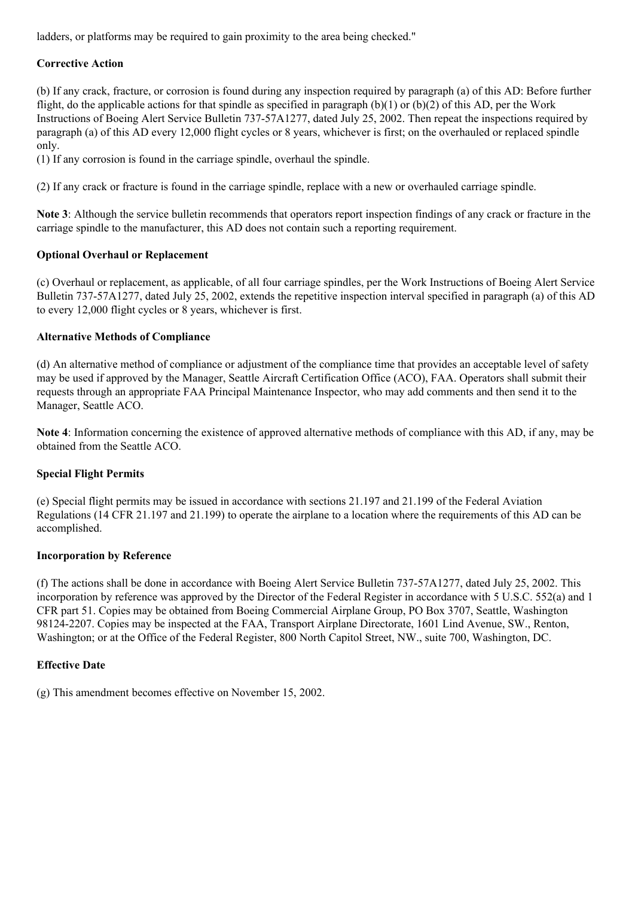ladders, or platforms may be required to gain proximity to the area being checked."

**Corrective Action**

(b) If any crack, fracture, or corrosion is found during any inspection required by paragraph (a) of this AD: Before further flight, do the applicable actions for that spindle as specified in paragraph (b)(1) or (b)(2) of this AD, per the Work Instructions of Boeing Alert Service Bulletin 737-57A1277, dated July 25, 2002. Then repeat the inspections required by paragraph (a) of this AD every 12,000 flight cycles or 8 years, whichever is first; on the overhauled or replaced spindle only.

(1) If any corrosion is found in the carriage spindle, overhaul the spindle.

(2) If any crack or fracture is found in the carriage spindle, replace with a new or overhauled carriage spindle.

**Note 3**: Although the service bulletin recommends that operators report inspection findings of any crack or fracture in the carriage spindle to the manufacturer, this AD does not contain such a reporting requirement.

**Optional Overhaul or Replacement**

(c) Overhaul or replacement, as applicable, of all four carriage spindles, per the Work Instructions of Boeing Alert Service Bulletin 737-57A1277, dated July 25, 2002, extends the repetitive inspection interval specified in paragraph (a) of this AD to every 12,000 flight cycles or 8 years, whichever is first.

**Alternative Methods of Compliance**

(d) An alternative method of compliance or adjustment of the compliance time that provides an acceptable level of safety may be used if approved by the Manager, Seattle Aircraft Certification Office (ACO), FAA. Operators shall submit their requests through an appropriate FAA Principal Maintenance Inspector, who may add comments and then send it to the Manager, Seattle ACO.

**Note 4**: Information concerning the existence of approved alternative methods of compliance with this AD, if any, may be obtained from the Seattle ACO.

**Special Flight Permits**

(e) Special flight permits may be issued in accordance with sections 21.197 and 21.199 of the Federal Aviation Regulations (14 CFR 21.197 and 21.199) to operate the airplane to a location where the requirements of this AD can be accomplished.

**Incorporation by Reference**

(f) The actions shall be done in accordance with Boeing Alert Service Bulletin 737-57A1277, dated July 25, 2002. This incorporation by reference was approved by the Director of the Federal Register in accordance with 5 U.S.C. 552(a) and 1 CFR part 51. Copies may be obtained from Boeing Commercial Airplane Group, PO Box 3707, Seattle, Washington 98124-2207. Copies may be inspected at the FAA, Transport Airplane Directorate, 1601 Lind Avenue, SW., Renton, Washington; or at the Office of the Federal Register, 800 North Capitol Street, NW., suite 700, Washington, DC.

**Effective Date**

(g) This amendment becomes effective on November 15, 2002.